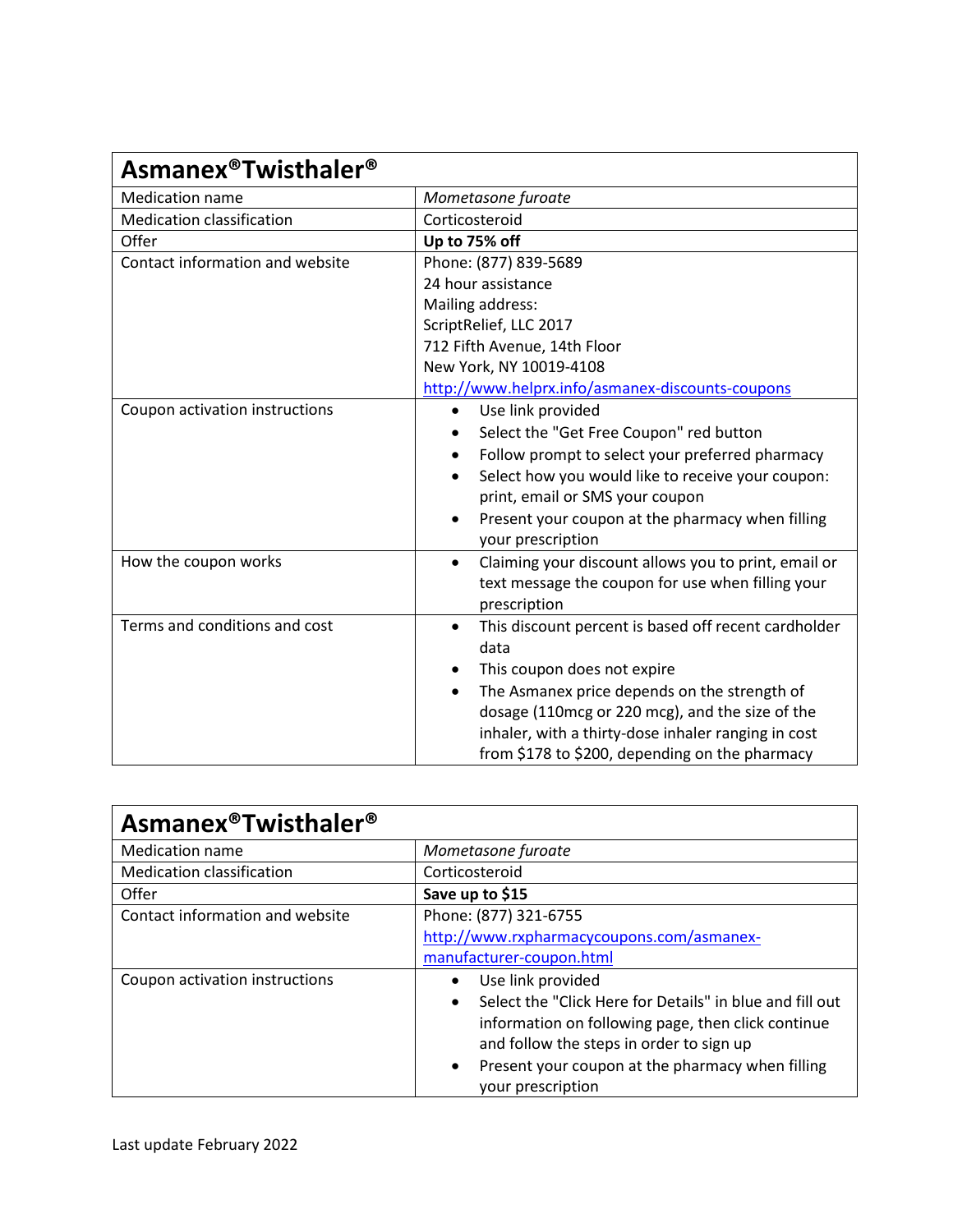| Asmanex®Twisthaler® | |
|---|---|
| Medication name | *Mometasone furoate* |
| Medication classification | Corticosteroid |
| Offer | **Up to 75% off** |
| Contact information and website | Phone: (877) 839-5689<br>24 hour assistance<br>Mailing address:<br>ScriptRelief, LLC 2017<br>712 Fifth Avenue, 14th Floor<br>New York, NY 10019-4108<br>[http://www.helprx.info/asmanex-discounts-coupons](http://www.helprx.info/asmanex-discounts-coupons) |
| Coupon activation instructions | • Use link provided<br>• Select the "Get Free Coupon" red button<br>• Follow prompt to select your preferred pharmacy<br>• Select how you would like to receive your coupon: print, email or SMS your coupon<br>• Present your coupon at the pharmacy when filling your prescription |
| How the coupon works | • Claiming your discount allows you to print, email or text message the coupon for use when filling your prescription |
| Terms and conditions and cost | • This discount percent is based off recent cardholder data<br>• This coupon does not expire<br>• The Asmanex price depends on the strength of dosage (110mcg or 220 mcg), and the size of the inhaler, with a thirty-dose inhaler ranging in cost from $178 to $200, depending on the pharmacy |

| Asmanex®Twisthaler® | |
|---|---|
| Medication name | *Mometasone furoate* |
| Medication classification | Corticosteroid |
| Offer | **Save up to $15** |
| Contact information and website | Phone: (877) 321-6755<br>[http://www.rxpharmacycoupons.com/asmanex-manufacturer-coupon.html](http://www.rxpharmacycoupons.com/asmanex-manufacturer-coupon.html) |
| Coupon activation instructions | • Use link provided<br>• Select the "Click Here for Details" in blue and fill out information on following page, then click continue and follow the steps in order to sign up<br>• Present your coupon at the pharmacy when filling your prescription |

Last update February 2022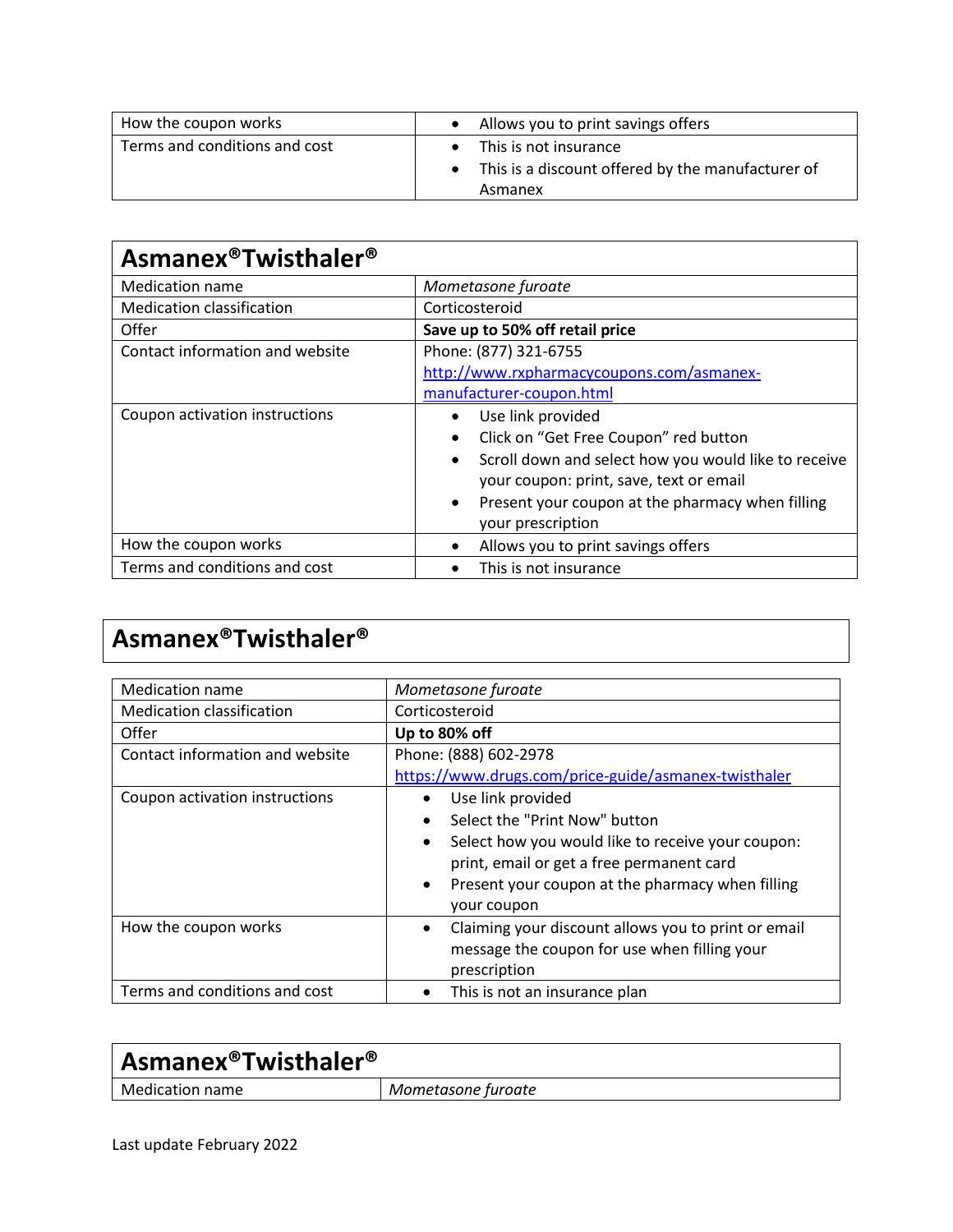| How the coupon works | • Allows you to print savings offers |
|---|---|
| Terms and conditions and cost | • This is not insurance<br>• This is a discount offered by the manufacturer of Asmanex |

| **Asmanex®Twisthaler®** | |
|---|---|
| Medication name | *Mometasone furoate* |
| Medication classification | Corticosteroid |
| Offer | **Save up to 50% off retail price** |
| Contact information and website | Phone: (877) 321-6755<br>http://www.rxpharmacycoupons.com/asmanex-manufacturer-coupon.html |
| Coupon activation instructions | • Use link provided<br>• Click on "Get Free Coupon" red button<br>• Scroll down and select how you would like to receive your coupon: print, save, text or email<br>• Present your coupon at the pharmacy when filling your prescription |
| How the coupon works | • Allows you to print savings offers |
| Terms and conditions and cost | • This is not insurance |

| **Asmanex®Twisthaler®** | |
|---|---|
| Medication name | *Mometasone furoate* |
| Medication classification | Corticosteroid |
| Offer | **Up to 80% off** |
| Contact information and website | Phone: (888) 602-2978<br>https://www.drugs.com/price-guide/asmanex-twisthaler |
| Coupon activation instructions | • Use link provided<br>• Select the "Print Now" button<br>• Select how you would like to receive your coupon: print, email or get a free permanent card<br>• Present your coupon at the pharmacy when filling your coupon |
| How the coupon works | • Claiming your discount allows you to print or email message the coupon for use when filling your prescription |
| Terms and conditions and cost | • This is not an insurance plan |

| **Asmanex®Twisthaler®** | |
|---|---|
| Medication name | *Mometasone furoate* |

Last update February 2022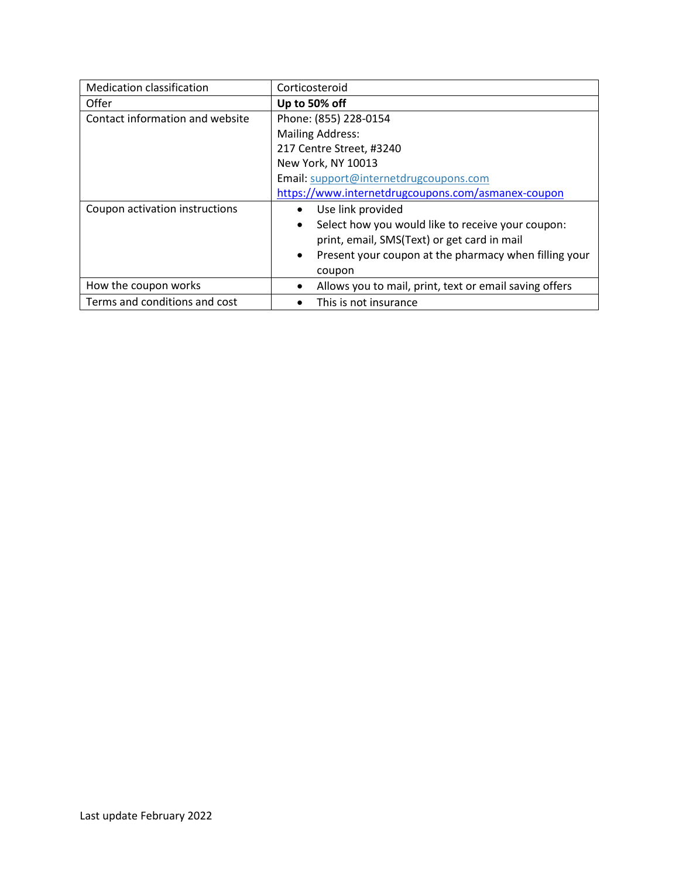| | |
|---|---|
| Medication classification | Corticosteroid |
| Offer | **Up to 50% off** |
| Contact information and website | Phone: (855) 228-0154<br>Mailing Address:<br>217 Centre Street, #3240<br>New York, NY 10013<br>Email: support@internetdrugcoupons.com<br>https://www.internetdrugcoupons.com/asmanex-coupon |
| Coupon activation instructions | • Use link provided<br>• Select how you would like to receive your coupon: print, email, SMS(Text) or get card in mail<br>• Present your coupon at the pharmacy when filling your coupon |
| How the coupon works | • Allows you to mail, print, text or email saving offers |
| Terms and conditions and cost | • This is not insurance |

Last update February 2022